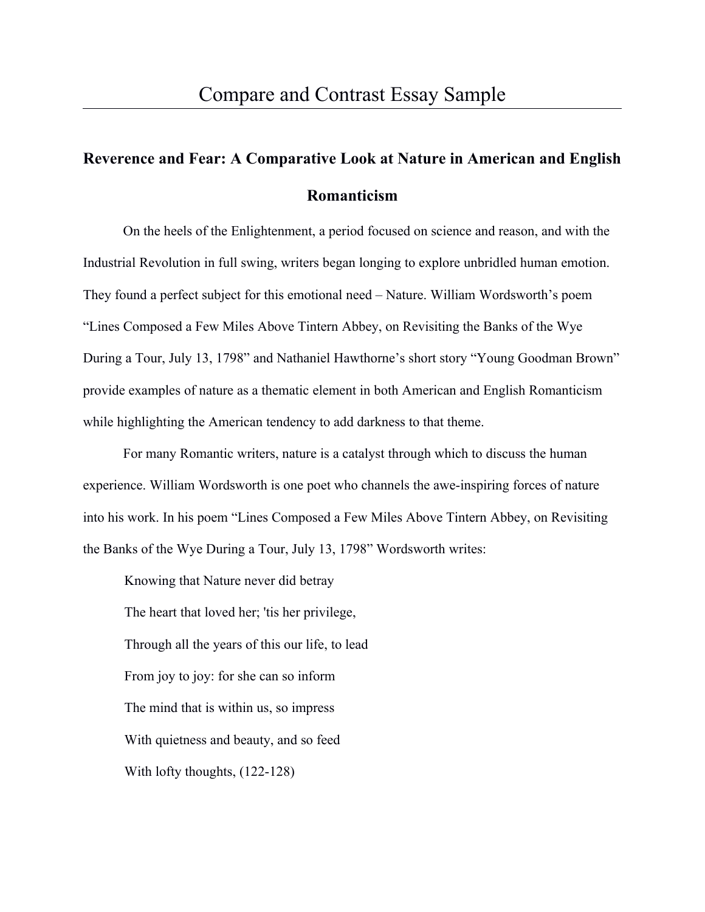# Compare and Contrast Essay Sample

## Reverence and Fear: A Comparative Look at Nature in American and English Romanticism

On the heels of the Enlightenment, a period focused on science and reason, and with the Industrial Revolution in full swing, writers began longing to explore unbridled human emotion. They found a perfect subject for this emotional need – Nature. William Wordsworth's poem "Lines Composed a Few Miles Above Tintern Abbey, on Revisiting the Banks of the Wye During a Tour, July 13, 1798" and Nathaniel Hawthorne's short story "Young Goodman Brown" provide examples of nature as a thematic element in both American and English Romanticism while highlighting the American tendency to add darkness to that theme.

For many Romantic writers, nature is a catalyst through which to discuss the human experience. William Wordsworth is one poet who channels the awe-inspiring forces of nature into his work. In his poem "Lines Composed a Few Miles Above Tintern Abbey, on Revisiting the Banks of the Wye During a Tour, July 13, 1798" Wordsworth writes:

> Knowing that Nature never did betray
>
> The heart that loved her; 'tis her privilege,
>
> Through all the years of this our life, to lead
>
> From joy to joy: for she can so inform
>
> The mind that is within us, so impress
>
> With quietness and beauty, and so feed
>
> With lofty thoughts, (122-128)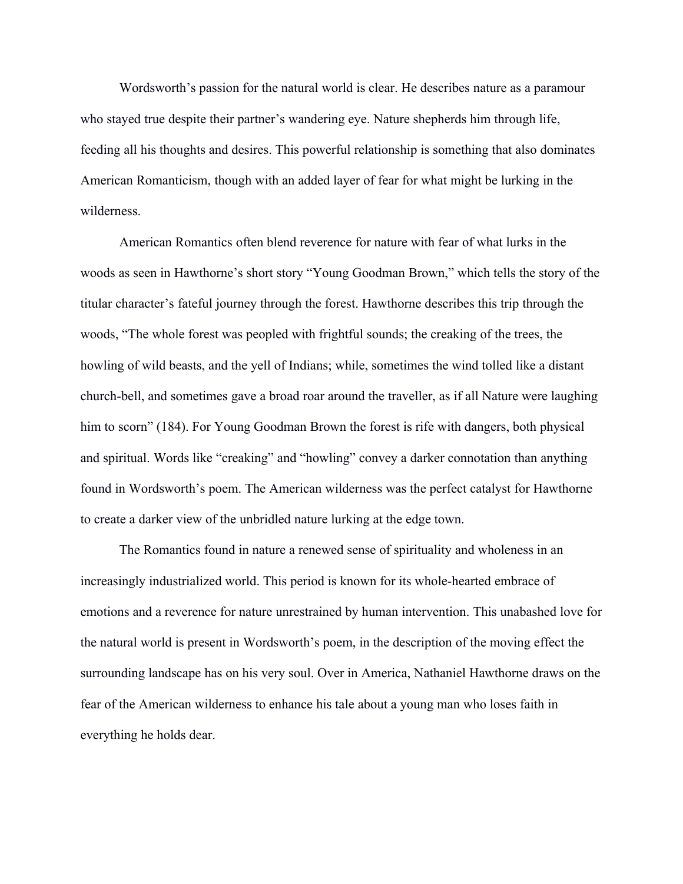Wordsworth's passion for the natural world is clear. He describes nature as a paramour who stayed true despite their partner's wandering eye. Nature shepherds him through life, feeding all his thoughts and desires. This powerful relationship is something that also dominates American Romanticism, though with an added layer of fear for what might be lurking in the wilderness.

American Romantics often blend reverence for nature with fear of what lurks in the woods as seen in Hawthorne's short story "Young Goodman Brown," which tells the story of the titular character's fateful journey through the forest. Hawthorne describes this trip through the woods, "The whole forest was peopled with frightful sounds; the creaking of the trees, the howling of wild beasts, and the yell of Indians; while, sometimes the wind tolled like a distant church-bell, and sometimes gave a broad roar around the traveller, as if all Nature were laughing him to scorn" (184). For Young Goodman Brown the forest is rife with dangers, both physical and spiritual. Words like "creaking" and "howling" convey a darker connotation than anything found in Wordsworth's poem. The American wilderness was the perfect catalyst for Hawthorne to create a darker view of the unbridled nature lurking at the edge town.

The Romantics found in nature a renewed sense of spirituality and wholeness in an increasingly industrialized world. This period is known for its whole-hearted embrace of emotions and a reverence for nature unrestrained by human intervention. This unabashed love for the natural world is present in Wordsworth's poem, in the description of the moving effect the surrounding landscape has on his very soul. Over in America, Nathaniel Hawthorne draws on the fear of the American wilderness to enhance his tale about a young man who loses faith in everything he holds dear.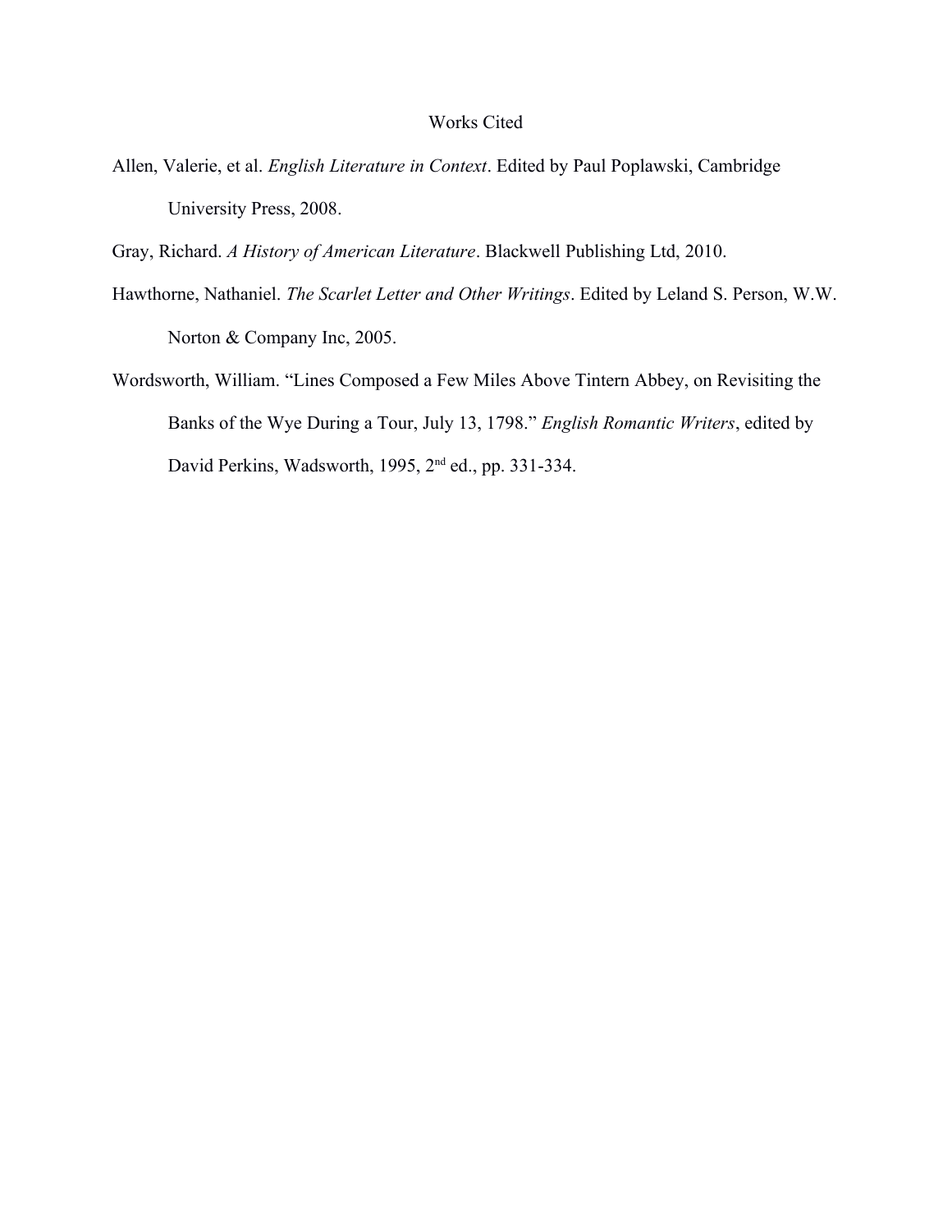# Works Cited

Allen, Valerie, et al. *English Literature in Context*. Edited by Paul Poplawski, Cambridge University Press, 2008.

Gray, Richard. *A History of American Literature*. Blackwell Publishing Ltd, 2010.

Hawthorne, Nathaniel. *The Scarlet Letter and Other Writings*. Edited by Leland S. Person, W.W. Norton & Company Inc, 2005.

Wordsworth, William. "Lines Composed a Few Miles Above Tintern Abbey, on Revisiting the Banks of the Wye During a Tour, July 13, 1798." *English Romantic Writers*, edited by David Perkins, Wadsworth, 1995, 2nd ed., pp. 331-334.